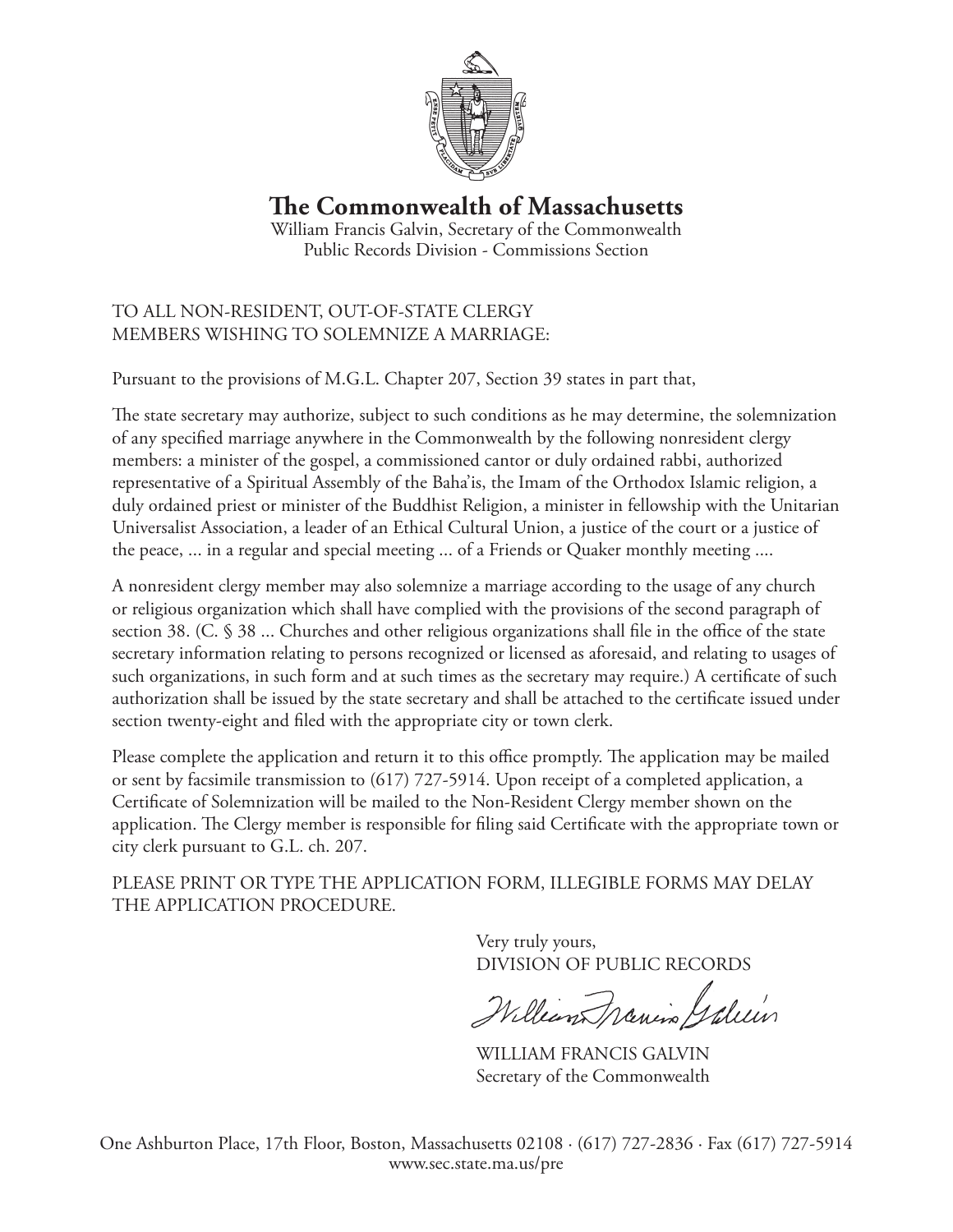# The Commonwealth of Massachusetts

William Francis Galvin, Secretary of the Commonwealth
Public Records Division - Commissions Section

TO ALL NON-RESIDENT, OUT-OF-STATE CLERGY MEMBERS WISHING TO SOLEMNIZE A MARRIAGE:

Pursuant to the provisions of M.G.L. Chapter 207, Section 39 states in part that,

The state secretary may authorize, subject to such conditions as he may determine, the solemnization of any specified marriage anywhere in the Commonwealth by the following nonresident clergy members: a minister of the gospel, a commissioned cantor or duly ordained rabbi, authorized representative of a Spiritual Assembly of the Baha'is, the Imam of the Orthodox Islamic religion, a duly ordained priest or minister of the Buddhist Religion, a minister in fellowship with the Unitarian Universalist Association, a leader of an Ethical Cultural Union, a justice of the court or a justice of the peace, ... in a regular and special meeting ... of a Friends or Quaker monthly meeting ....

A nonresident clergy member may also solemnize a marriage according to the usage of any church or religious organization which shall have complied with the provisions of the second paragraph of section 38. (C. § 38 ... Churches and other religious organizations shall file in the office of the state secretary information relating to persons recognized or licensed as aforesaid, and relating to usages of such organizations, in such form and at such times as the secretary may require.) A certificate of such authorization shall be issued by the state secretary and shall be attached to the certificate issued under section twenty-eight and filed with the appropriate city or town clerk.

Please complete the application and return it to this office promptly. The application may be mailed or sent by facsimile transmission to (617) 727-5914. Upon receipt of a completed application, a Certificate of Solemnization will be mailed to the Non-Resident Clergy member shown on the application. The Clergy member is responsible for filing said Certificate with the appropriate town or city clerk pursuant to G.L. ch. 207.

PLEASE PRINT OR TYPE THE APPLICATION FORM, ILLEGIBLE FORMS MAY DELAY THE APPLICATION PROCEDURE.

Very truly yours,
DIVISION OF PUBLIC RECORDS

William Francis Galvin

WILLIAM FRANCIS GALVIN
Secretary of the Commonwealth

One Ashburton Place, 17th Floor, Boston, Massachusetts 02108 · (617) 727-2836 · Fax (617) 727-5914
www.sec.state.ma.us/pre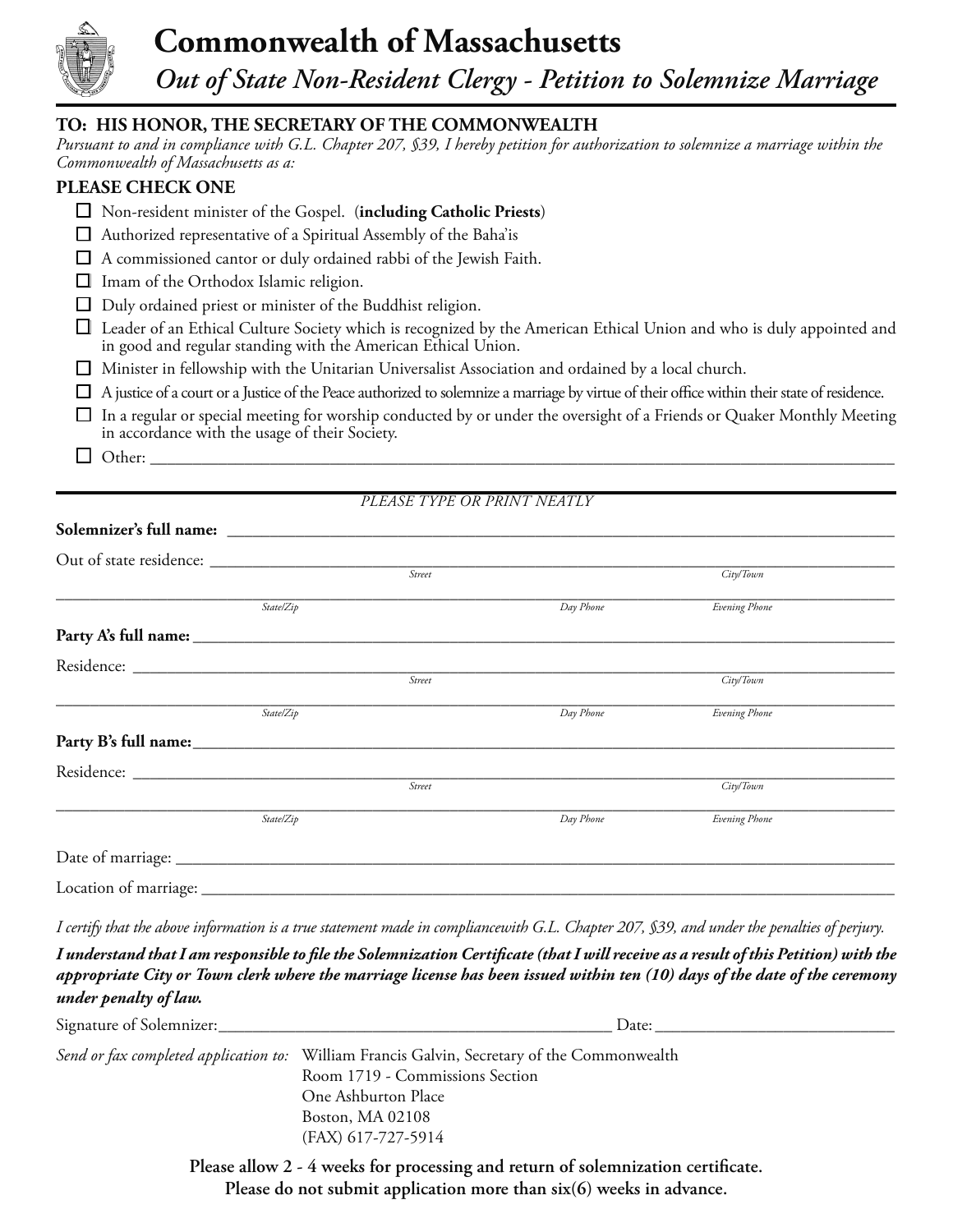# Commonwealth of Massachusetts

## *Out of State Non-Resident Clergy - Petition to Solemnize Marriage*

**TO: HIS HONOR, THE SECRETARY OF THE COMMONWEALTH**

*Pursuant to and in compliance with G.L. Chapter 207, §39, I hereby petition for authorization to solemnize a marriage within the Commonwealth of Massachusetts as a:*

**PLEASE CHECK ONE**

- ☐ Non-resident minister of the Gospel. (**including Catholic Priests**)
- ☐ Authorized representative of a Spiritual Assembly of the Baha'is
- ☐ A commissioned cantor or duly ordained rabbi of the Jewish Faith.
- ☐ Imam of the Orthodox Islamic religion.
- ☐ Duly ordained priest or minister of the Buddhist religion.
- ☐ Leader of an Ethical Culture Society which is recognized by the American Ethical Union and who is duly appointed and in good and regular standing with the American Ethical Union.
- ☐ Minister in fellowship with the Unitarian Universalist Association and ordained by a local church.
- ☐ A justice of a court or a Justice of the Peace authorized to solemnize a marriage by virtue of their office within their state of residence.
- ☐ In a regular or special meeting for worship conducted by or under the oversight of a Friends or Quaker Monthly Meeting in accordance with the usage of their Society.
- ☐ Other: ______________________________

*PLEASE TYPE OR PRINT NEATLY*

**Solemnizer's full name:** ______________________________

Out of state residence: ______________________________
Street | City/Town

______________________________
State/Zip | Day Phone | Evening Phone

**Party A's full name:** ______________________________

Residence: ______________________________
Street | City/Town

______________________________
State/Zip | Day Phone | Evening Phone

**Party B's full name:** ______________________________

Residence: ______________________________
Street | City/Town

______________________________
State/Zip | Day Phone | Evening Phone

Date of marriage: ______________________________

Location of marriage: ______________________________

*I certify that the above information is a true statement made in compliancewith G.L. Chapter 207, §39, and under the penalties of perjury.*

***I understand that I am responsible to file the Solemnization Certificate (that I will receive as a result of this Petition) with the appropriate City or Town clerk where the marriage license has been issued within ten (10) days of the date of the ceremony under penalty of law.***

Signature of Solemnizer: ______________________________ Date: ______________

*Send or fax completed application to:* William Francis Galvin, Secretary of the Commonwealth
Room 1719 - Commissions Section
One Ashburton Place
Boston, MA 02108
(FAX) 617-727-5914

**Please allow 2 - 4 weeks for processing and return of solemnization certificate.**
**Please do not submit application more than six(6) weeks in advance.**